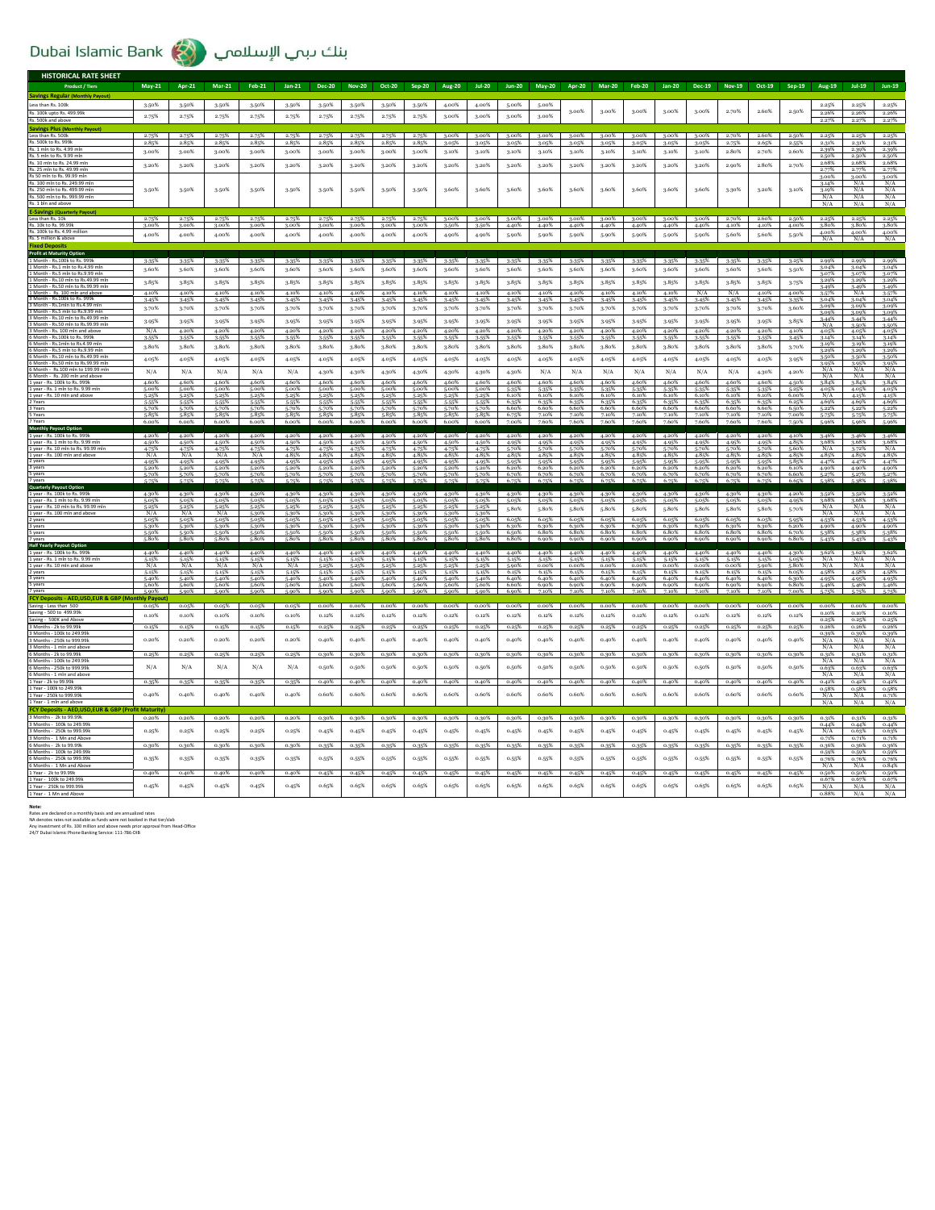# Dubai Islamic Bank بنك دبي الإسلامي

## HISTORICAL RATE SHEET

| Product / Tiers | May-21 | Apr-21 | Mar-21 | Feb-21 | Jan-21 | Dec-20 | Nov-20 | Oct-20 | Sep-20 | Aug-20 | Jul-20 | Jun-20 | May-20 | Apr-20 | Mar-20 | Feb-20 | Jan-20 | Dec-19 | Nov-19 | Oct-19 | Sep-19 | Aug-19 | Jul-19 | Jun-19 |
|---|---|---|---|---|---|---|---|---|---|---|---|---|---|---|---|---|---|---|---|---|---|---|---|---|
| **Savings Regular (Monthly Payout)** | | | | | | | | | | | | | | | | | | | | | | | | |
| Less than Rs. 100k | 3.50% | 3.50% | 3.50% | 3.50% | 3.50% | 3.50% | 3.50% | 3.50% | 3.50% | 4.00% | 4.00% | 5.00% | 5.00% | 3.00% | 3.00% | 3.00% | 3.00% | 3.00% | 2.70% | 2.60% | 2.50% | 2.25% | 2.25% | 2.25% |
| Rs. 100k upto Rs. 499.99k | 2.75% | 2.75% | 2.75% | 2.75% | 2.75% | 2.75% | 2.75% | 2.75% | 2.75% | 3.00% | 3.00% | 3.00% | 3.00% | | | | | | | | | 2.26% | 2.26% | 2.26% |
| Rs. 500k and above | | | | | | | | | | | | | | | | | | | | | | 2.27% | 2.27% | 2.27% |
| **Savings Plus (Monthly Payout)** | | | | | | | | | | | | | | | | | | | | | | | | |
| Less than Rs. 500k | 2.75% | 2.75% | 2.75% | 2.75% | 2.75% | 2.75% | 2.75% | 2.75% | 2.75% | 3.00% | 3.00% | 3.00% | 3.00% | 3.00% | 3.00% | 3.00% | 3.00% | 3.00% | 2.70% | 2.60% | 2.50% | 2.25% | 2.25% | 2.25% |
| Rs. 500k to Rs. 999k | 2.85% | 2.85% | 2.85% | 2.85% | 2.85% | 2.85% | 2.85% | 2.85% | 2.85% | 3.05% | 3.05% | 3.05% | 3.05% | 3.05% | 3.05% | 3.05% | 3.05% | 3.05% | 2.75% | 2.65% | 2.55% | 2.31% | 2.31% | 2.31% |
| Rs. 1 mln to Rs. 4.99 mln | 3.00% | 3.00% | 3.00% | 3.00% | 3.00% | 3.00% | 3.00% | 3.00% | 3.00% | 3.10% | 3.10% | 3.10% | 3.10% | 3.10% | 3.10% | 3.10% | 3.10% | 3.10% | 2.80% | 2.70% | 2.60% | 2.39% | 2.39% | 2.39% |
| Rs. 5 mln to Rs. 9.99 mln | | | | | | | | | | | | | | | | | | | | | | 2.50% | 2.50% | 2.50% |
| Rs. 10 mln to Rs. 24.99 mln | 3.20% | 3.20% | 3.20% | 3.20% | 3.20% | 3.20% | 3.20% | 3.20% | 3.20% | 3.20% | 3.20% | 3.20% | 3.20% | 3.20% | 3.20% | 3.20% | 3.20% | 3.20% | 2.90% | 2.80% | 2.70% | 2.68% | 2.68% | 2.68% |
| Rs. 25 mln to Rs. 49.99 mln | | | | | | | | | | | | | | | | | | | | | | 2.77% | 2.77% | 2.77% |
| Rs 50 mln to Rs. 99.99 mln | 3.50% | 3.50% | 3.50% | 3.50% | 3.50% | 3.50% | 3.50% | 3.50% | 3.50% | 3.60% | 3.60% | 3.60% | 3.60% | 3.60% | 3.60% | 3.60% | 3.60% | 3.60% | 3.30% | 3.20% | 3.10% | 3.00% | 3.00% | 3.00% |
| Rs. 100 mln to Rs. 249.99 mln | | | | | | | | | | | | | | | | | | | | | | 3.14% | N/A | N/A |
| Rs. 250 mln to Rs. 499.99 mln | | | | | | | | | | | | | | | | | | | | | | 3.19% | N/A | N/A |
| Rs. 500 mln to Rs. 999.99 mln | | | | | | | | | | | | | | | | | | | | | | N/A | N/A | N/A |
| Rs. 1 bn and above | | | | | | | | | | | | | | | | | | | | | | N/A | N/A | N/A |
| **E-Savings (Quarterly Payout)** | | | | | | | | | | | | | | | | | | | | | | | | |
| Less than Rs. 10k | 2.75% | 2.75% | 2.75% | 2.75% | 2.75% | 2.75% | 2.75% | 2.75% | 2.75% | 3.00% | 3.00% | 3.00% | 3.00% | 3.00% | 3.00% | 3.00% | 3.00% | 3.00% | 2.70% | 2.60% | 2.50% | 2.25% | 2.25% | 2.25% |
| Rs. 10k to Rs. 99.99k | 3.00% | 3.00% | 3.00% | 3.00% | 3.00% | 3.00% | 3.00% | 3.00% | 3.00% | 3.50% | 3.50% | 4.40% | 4.40% | 4.40% | 4.40% | 4.40% | 4.40% | 4.40% | 4.10% | 4.10% | 4.00% | 3.80% | 3.80% | 3.80% |
| Rs. 100k to Rs. 4.99 million | 4.00% | 4.00% | 4.00% | 4.00% | 4.00% | 4.00% | 4.00% | 4.00% | 4.00% | 4.90% | 4.90% | 5.90% | 5.90% | 5.90% | 5.90% | 5.90% | 5.90% | 5.90% | 5.60% | 5.60% | 5.50% | 4.00% | 4.00% | 4.00% |
| Rs. 5 million & above | | | | | | | | | | | | | | | | | | | | | | N/A | N/A | N/A |
| **Fixed Deposits** | | | | | | | | | | | | | | | | | | | | | | | | |
| **Profit at Maturity Option** | | | | | | | | | | | | | | | | | | | | | | | | |
| 1 Month - Rs.100k to Rs. 999k | 3.35% | 3.35% | 3.35% | 3.35% | 3.35% | 3.35% | 3.35% | 3.35% | 3.35% | 3.35% | 3.35% | 3.35% | 3.35% | 3.35% | 3.35% | 3.35% | 3.35% | 3.35% | 3.35% | 3.35% | 3.25% | 2.99% | 2.99% | 2.99% |
| 1 Month - Rs.1 mln to Rs.4.99 mln | 3.60% | 3.60% | 3.60% | 3.60% | 3.60% | 3.60% | 3.60% | 3.60% | 3.60% | 3.60% | 3.60% | 3.60% | 3.60% | 3.60% | 3.60% | 3.60% | 3.60% | 3.60% | 3.60% | 3.60% | 3.50% | 3.04% | 3.04% | 3.04% |
| 1 Month - Rs.5 mln to Rs.9.99 mln | | | | | | | | | | | | | | | | | | | | | | 3.07% | 3.07% | 3.07% |
| 1 Month - Rs.10 mln to Rs.49.99 mln | 3.85% | 3.85% | 3.85% | 3.85% | 3.85% | 3.85% | 3.85% | 3.85% | 3.85% | 3.85% | 3.85% | 3.85% | 3.85% | 3.85% | 3.85% | 3.85% | 3.85% | 3.85% | 3.85% | 3.85% | 3.75% | 3.29% | 3.29% | 3.29% |
| 1 Month - Rs.50 mln to Rs.99.99 mln | | | | | | | | | | | | | | | | | | | | | | 3.49% | 3.49% | 3.49% |
| 1 Month - Rs. 100 mln and above | 4.10% | 4.10% | 4.10% | 4.10% | 4.10% | 4.10% | 4.10% | 4.10% | 4.10% | 4.10% | 4.10% | 4.10% | 4.10% | 4.10% | 4.10% | 4.10% | 4.10% | N/A | N/A | 4.10% | 4.00% | 3.57% | N/A | 3.57% |
| 3 Month - Rs.100k to Rs. 999k | 3.45% | 3.45% | 3.45% | 3.45% | 3.45% | 3.45% | 3.45% | 3.45% | 3.45% | 3.45% | 3.45% | 3.45% | 3.45% | 3.45% | 3.45% | 3.45% | 3.45% | 3.45% | 3.45% | 3.45% | 3.35% | 3.04% | 3.04% | 3.04% |
| 3 Month - Rs.1 mln to Rs.4.99 mln | 3.70% | 3.70% | 3.70% | 3.70% | 3.70% | 3.70% | 3.70% | 3.70% | 3.70% | 3.70% | 3.70% | 3.70% | 3.70% | 3.70% | 3.70% | 3.70% | 3.70% | 3.70% | 3.70% | 3.70% | 3.60% | 3.09% | 3.09% | 3.09% |
| 3 Month - Rs.5 mln to Rs.9.99 mln | | | | | | | | | | | | | | | | | | | | | | 3.09% | 3.09% | 3.09% |
| 3 Month - Rs.10 mln to Rs.49.99 mln | 3.95% | 3.95% | 3.95% | 3.95% | 3.95% | 3.95% | 3.95% | 3.95% | 3.95% | 3.95% | 3.95% | 3.95% | 3.95% | 3.95% | 3.95% | 3.95% | 3.95% | 3.95% | 3.95% | 3.95% | 3.85% | 3.44% | 3.44% | 3.44% |
| 3 Month - Rs.50 mln to Rs.99.99 mln | | | | | | | | | | | | | | | | | | | | | | N/A | 3.50% | 3.50% |
| 3 Month - Rs. 100 mln and above | N/A | 4.20% | 4.20% | 4.20% | 4.20% | 4.20% | 4.20% | 4.20% | 4.20% | 4.20% | 4.20% | 4.20% | 4.20% | 4.20% | 4.20% | 4.20% | 4.20% | 4.20% | 4.20% | 4.20% | 4.10% | 4.05% | 4.05% | 4.05% |
| 6 Month - Rs.100k to Rs. 999k | 3.55% | 3.55% | 3.55% | 3.55% | 3.55% | 3.55% | 3.55% | 3.55% | 3.55% | 3.55% | 3.55% | 3.55% | 3.55% | 3.55% | 3.55% | 3.55% | 3.55% | 3.55% | 3.55% | 3.55% | 3.45% | 3.14% | 3.14% | 3.14% |
| 6 Month - Rs.1mln to Rs.4.99 mln | 3.80% | 3.80% | 3.80% | 3.80% | 3.80% | 3.80% | 3.80% | 3.80% | 3.80% | 3.80% | 3.80% | 3.80% | 3.80% | 3.80% | 3.80% | 3.80% | 3.80% | 3.80% | 3.80% | 3.80% | 3.70% | 3.19% | 3.19% | 3.19% |
| 6 Month - Rs.5 mln to Rs.9.99 mln | | | | | | | | | | | | | | | | | | | | | | 3.29% | 3.29% | 3.29% |
| 6 Month - Rs.10 mln to Rs.49.99 mln | 4.05% | 4.05% | 4.05% | 4.05% | 4.05% | 4.05% | 4.05% | 4.05% | 4.05% | 4.05% | 4.05% | 4.05% | 4.05% | 4.05% | 4.05% | 4.05% | 4.05% | 4.05% | 4.05% | 4.05% | 3.95% | 3.50% | 3.50% | 3.50% |
| 6 Month - Rs.50 mln to Rs.99.99 mln | | | | | | | | | | | | | | | | | | | | | | 3.95% | 3.95% | 3.95% |
| 6 Month - Rs.100 mln to 199.99 mln | N/A | N/A | N/A | N/A | N/A | 4.30% | 4.30% | 4.30% | 4.30% | 4.30% | 4.30% | 4.30% | N/A | N/A | N/A | N/A | N/A | N/A | N/A | 4.30% | 4.20% | N/A | N/A | N/A |
| 6 Month - Rs. 200 mln and above | | | | | | | | | | | | | | | | | | | | | | N/A | N/A | N/A |
| 1 year - Rs. 100k to Rs. 999k | 4.60% | 4.60% | 4.60% | 4.60% | 4.60% | 4.60% | 4.60% | 4.60% | 4.60% | 4.60% | 4.60% | 4.60% | 4.60% | 4.60% | 4.60% | 4.60% | 4.60% | 4.60% | 4.60% | 4.60% | 4.50% | 3.84% | 3.84% | 3.84% |
| 1 year - Rs. 1 mln to Rs. 9.99 mln | 5.00% | 5.00% | 5.00% | 5.00% | 5.00% | 5.00% | 5.00% | 5.00% | 5.00% | 5.00% | 5.00% | 5.35% | 5.35% | 5.35% | 5.35% | 5.35% | 5.35% | 5.35% | 5.35% | 5.35% | 5.25% | 4.05% | 4.05% | 4.05% |
| 1 year - Rs. 10 mln and above | 5.25% | 5.25% | 5.25% | 5.25% | 5.25% | 5.25% | 5.25% | 5.25% | 5.25% | 5.25% | 5.25% | 6.10% | 6.10% | 6.10% | 6.10% | 6.10% | 6.10% | 6.10% | 6.10% | 6.10% | 6.00% | N/A | 4.15% | 4.15% |
| 2 Years | 5.55% | 5.55% | 5.55% | 5.55% | 5.55% | 5.55% | 5.55% | 5.55% | 5.55% | 5.55% | 5.55% | 6.35% | 6.35% | 6.35% | 6.35% | 6.35% | 6.35% | 6.35% | 6.35% | 6.35% | 6.25% | 4.69% | 4.69% | 4.69% |
| 3 Years | 5.70% | 5.70% | 5.70% | 5.70% | 5.70% | 5.70% | 5.70% | 5.70% | 5.70% | 5.70% | 5.70% | 6.60% | 6.60% | 6.60% | 6.60% | 6.60% | 6.60% | 6.60% | 6.60% | 6.60% | 6.50% | 5.22% | 5.22% | 5.22% |
| 5 Years | 5.85% | 5.85% | 5.85% | 5.85% | 5.85% | 5.85% | 5.85% | 5.85% | 5.85% | 5.85% | 5.85% | 6.75% | 7.10% | 7.10% | 7.10% | 7.10% | 7.10% | 7.10% | 7.10% | 7.10% | 7.00% | 5.75% | 5.75% | 5.75% |
| 7 Years | 6.00% | 6.00% | 6.00% | 6.00% | 6.00% | 6.00% | 6.00% | 6.00% | 6.00% | 6.00% | 6.00% | 7.00% | 7.60% | 7.60% | 7.60% | 7.60% | 7.60% | 7.60% | 7.60% | 7.60% | 7.50% | 5.96% | 5.96% | 5.96% |
| **Monthly Payout Option** | | | | | | | | | | | | | | | | | | | | | | | | |
| 1 year - Rs. 100k to Rs. 999k | 4.20% | 4.20% | 4.20% | 4.20% | 4.20% | 4.20% | 4.20% | 4.20% | 4.20% | 4.20% | 4.20% | 4.20% | 4.20% | 4.20% | 4.20% | 4.20% | 4.20% | 4.20% | 4.20% | 4.20% | 4.10% | 3.46% | 3.46% | 3.46% |
| 1 year - Rs. 1 mln to Rs. 9.99 mln | 4.50% | 4.50% | 4.50% | 4.50% | 4.50% | 4.50% | 4.50% | 4.50% | 4.50% | 4.50% | 4.50% | 4.95% | 4.95% | 4.95% | 4.95% | 4.95% | 4.95% | 4.95% | 4.95% | 4.95% | 4.85% | 3.68% | 3.68% | 3.68% |
| 1 year - Rs. 10 mln to Rs. 99.99 mln | 4.75% | 4.75% | 4.75% | 4.75% | 4.75% | 4.75% | 4.75% | 4.75% | 4.75% | 4.75% | 4.75% | 5.70% | 5.70% | 5.70% | 5.70% | 5.70% | 5.70% | 5.70% | 5.70% | 5.70% | 5.60% | N/A | 3.79% | N/A |
| 1 year - Rs. 100 mln and above | N/A | N/A | N/A | 4.85% | 4.85% | 4.85% | 4.85% | 4.85% | 4.85% | 4.85% | 4.85% | 4.85% | 4.85% | 4.85% | 4.85% | 4.85% | 4.85% | 4.85% | 4.85% | 4.85% | 4.85% | 4.85% | 4.85% | 4.85% |
| 2 years | 4.95% | 4.95% | 4.95% | 4.95% | 4.95% | 4.95% | 4.95% | 4.95% | 4.95% | 4.95% | 4.95% | 5.95% | 5.95% | 5.95% | 5.95% | 5.95% | 5.95% | 5.95% | 5.95% | 5.95% | 5.85% | 4.47% | 4.47% | 4.47% |
| 3 years | 5.20% | 5.20% | 5.20% | 5.20% | 5.20% | 5.20% | 5.20% | 5.20% | 5.20% | 5.20% | 5.20% | 6.20% | 6.20% | 6.20% | 6.20% | 6.20% | 6.20% | 6.20% | 6.20% | 6.20% | 6.10% | 4.90% | 4.90% | 4.90% |
| 5 years | 5.70% | 5.70% | 5.70% | 5.70% | 5.70% | 5.70% | 5.70% | 5.70% | 5.70% | 5.70% | 5.70% | 6.70% | 6.70% | 6.70% | 6.70% | 6.70% | 6.70% | 6.70% | 6.70% | 6.70% | 6.60% | 5.27% | 5.27% | 5.27% |
| 7 years | 5.75% | 5.75% | 5.75% | 5.75% | 5.75% | 5.75% | 5.75% | 5.75% | 5.75% | 5.75% | 5.75% | 6.75% | 6.75% | 6.75% | 6.75% | 6.75% | 6.75% | 6.75% | 6.75% | 6.75% | 6.65% | 5.38% | 5.38% | 5.38% |
| **Quarterly Payout Option** | | | | | | | | | | | | | | | | | | | | | | | | |
| 1 year - Rs. 100k to Rs. 999k | 4.30% | 4.30% | 4.30% | 4.30% | 4.30% | 4.30% | 4.30% | 4.30% | 4.30% | 4.30% | 4.30% | 4.30% | 4.30% | 4.30% | 4.30% | 4.30% | 4.30% | 4.30% | 4.30% | 4.30% | 4.20% | 3.52% | 3.52% | 3.52% |
| 1 year - Rs. 1 mln to Rs. 9.99 mln | 5.05% | 5.05% | 5.05% | 5.05% | 5.05% | 5.05% | 5.05% | 5.05% | 5.05% | 5.05% | 5.05% | 5.05% | 5.05% | 5.05% | 5.05% | 5.05% | 5.05% | 5.05% | 5.05% | 5.05% | 4.95% | 3.68% | 3.68% | 3.68% |
| 1 year - Rs. 10 mln to Rs. 99.99 mln | 5.25% | 5.25% | 5.25% | 5.25% | 5.25% | 5.25% | 5.25% | 5.25% | 5.25% | 5.25% | 5.25% | 5.70% | 5.80% | 5.80% | 5.80% | 5.80% | 5.80% | 5.80% | 5.80% | 5.80% | 5.70% | N/A | N/A | N/A |
| 1 year - Rs. 100 mln and above | N/A | N/A | N/A | 5.30% | 5.30% | 5.30% | 5.30% | 5.30% | 5.30% | 5.30% | 5.30% | | | | | | | | | | | N/A | N/A | N/A |
| 2 years | 5.05% | 5.05% | 5.05% | 5.05% | 5.05% | 5.05% | 5.05% | 5.05% | 5.05% | 5.05% | 5.05% | 6.05% | 6.05% | 6.05% | 6.05% | 6.05% | 6.05% | 6.05% | 6.05% | 6.05% | 5.95% | 4.53% | 4.53% | 4.53% |
| 3 years | 5.30% | 5.30% | 5.30% | 5.30% | 5.30% | 5.30% | 5.30% | 5.30% | 5.30% | 5.30% | 5.30% | 6.30% | 6.30% | 6.30% | 6.30% | 6.30% | 6.30% | 6.30% | 6.30% | 6.30% | 6.20% | 4.90% | 4.90% | 4.90% |
| 5 years | 5.50% | 5.50% | 5.50% | 5.50% | 5.50% | 5.50% | 5.50% | 5.50% | 5.50% | 5.50% | 5.50% | 6.50% | 6.80% | 6.80% | 6.80% | 6.80% | 6.80% | 6.80% | 6.80% | 6.80% | 6.70% | 5.38% | 5.38% | 5.38% |
| 7 years | 5.80% | 5.80% | 5.80% | 5.80% | 5.80% | 5.80% | 5.80% | 5.80% | 5.80% | 5.80% | 5.80% | 6.80% | 6.90% | 6.90% | 6.90% | 6.90% | 6.90% | 6.90% | 6.90% | 6.90% | 6.80% | 5.43% | 5.43% | 5.43% |
| **Half Yearly Payout Option** | | | | | | | | | | | | | | | | | | | | | | | | |
| 1 year - Rs. 100k to Rs. 999k | 4.40% | 4.40% | 4.40% | 4.40% | 4.40% | 4.40% | 4.40% | 4.40% | 4.40% | 4.40% | 4.40% | 4.40% | 4.40% | 4.40% | 4.40% | 4.40% | 4.40% | 4.40% | 4.40% | 4.40% | 4.30% | 3.62% | 3.62% | 3.62% |
| 1 year - Rs. 1 mln to Rs. 9.99 mln | 5.15% | 5.15% | 5.15% | 5.15% | 5.15% | 5.15% | 5.15% | 5.15% | 5.15% | 5.15% | 5.15% | 5.15% | 5.15% | 5.15% | 5.15% | 5.15% | 5.15% | 5.15% | 5.15% | 5.15% | 5.05% | N/A | N/A | N/A |
| 1 year - Rs. 10 mln and above | N/A | N/A | N/A | N/A | N/A | 5.25% | 5.25% | 5.25% | 5.25% | 5.25% | 5.25% | 5.90% | 0.00% | 0.00% | 0.00% | 0.00% | 0.00% | 0.00% | 0.00% | 5.90% | 5.80% | N/A | N/A | N/A |
| 2 years | 5.15% | 5.15% | 5.15% | 5.15% | 5.15% | 5.15% | 5.15% | 5.15% | 5.15% | 5.15% | 5.15% | 6.15% | 6.15% | 6.15% | 6.15% | 6.15% | 6.15% | 6.15% | 6.15% | 6.15% | 6.05% | 4.58% | 4.58% | 4.58% |
| 3 years | 5.40% | 5.40% | 5.40% | 5.40% | 5.40% | 5.40% | 5.40% | 5.40% | 5.40% | 5.40% | 5.40% | 6.40% | 6.40% | 6.40% | 6.40% | 6.40% | 6.40% | 6.40% | 6.40% | 6.40% | 6.30% | 4.95% | 4.95% | 4.95% |
| 5 years | 5.60% | 5.60% | 5.60% | 5.60% | 5.60% | 5.60% | 5.60% | 5.60% | 5.60% | 5.60% | 5.60% | 6.60% | 6.90% | 6.90% | 6.90% | 6.90% | 6.90% | 6.90% | 6.90% | 6.90% | 6.80% | 5.46% | 5.46% | 5.46% |
| 7 years | 5.90% | 5.90% | 5.90% | 5.90% | 5.90% | 5.90% | 5.90% | 5.90% | 5.90% | 5.90% | 5.90% | 6.90% | 7.10% | 7.10% | 7.10% | 7.10% | 7.10% | 7.10% | 7.10% | 7.10% | 7.00% | 5.75% | 5.75% | 5.75% |
| **FCY Deposits - AED,USD,EUR & GBP (Monthly Payout)** | | | | | | | | | | | | | | | | | | | | | | | | |
| Saving - Less than 500 | 0.05% | 0.05% | 0.05% | 0.05% | 0.05% | 0.00% | 0.00% | 0.00% | 0.00% | 0.00% | 0.00% | 0.00% | 0.00% | 0.00% | 0.00% | 0.00% | 0.00% | 0.00% | 0.00% | 0.00% | 0.00% | 0.06% | 0.06% | 0.06% |
| Saving - 500 to 499.99k | 0.10% | 0.10% | 0.10% | 0.10% | 0.10% | 0.12% | 0.12% | 0.12% | 0.12% | 0.12% | 0.12% | 0.12% | 0.12% | 0.12% | 0.12% | 0.12% | 0.12% | 0.12% | 0.12% | 0.12% | 0.12% | 0.10% | 0.10% | 0.10% |
| Saving - 500K and Above | | | | | | | | | | | | | | | | | | | | | | 0.25% | 0.25% | 0.25% |
| 3 Months - 2k to 99.99k | 0.15% | 0.15% | 0.15% | 0.15% | 0.15% | 0.25% | 0.25% | 0.25% | 0.25% | 0.25% | 0.25% | 0.25% | 0.25% | 0.25% | 0.25% | 0.25% | 0.25% | 0.25% | 0.25% | 0.25% | 0.25% | 0.26% | 0.26% | 0.26% |
| 3 Months - 100k to 249.99k | 0.20% | 0.20% | 0.20% | 0.20% | 0.20% | 0.40% | 0.40% | 0.40% | 0.40% | 0.40% | 0.40% | 0.40% | 0.40% | 0.40% | 0.40% | 0.40% | 0.40% | 0.40% | 0.40% | 0.40% | 0.40% | 0.39% | 0.39% | 0.39% |
| 3 Months - 250k to 999.99k | | | | | | | | | | | | | | | | | | | | | | N/A | N/A | N/A |
| 3 Months - 1 mln and above | | | | | | | | | | | | | | | | | | | | | | N/A | N/A | N/A |
| 6 Months - 2k to 99.99k | 0.25% | 0.25% | 0.25% | 0.25% | 0.25% | 0.30% | 0.30% | 0.30% | 0.30% | 0.30% | 0.30% | 0.30% | 0.30% | 0.30% | 0.30% | 0.30% | 0.30% | 0.30% | 0.30% | 0.30% | 0.30% | 0.31% | 0.31% | 0.31% |
| 6 Months - 100k to 249.99k | N/A | N/A | N/A | N/A | N/A | 0.50% | 0.50% | 0.50% | 0.50% | 0.50% | 0.50% | 0.50% | 0.50% | 0.50% | 0.50% | 0.50% | 0.50% | 0.50% | 0.50% | 0.50% | 0.50% | N/A | N/A | N/A |
| 6 Months - 250k to 999.99k | | | | | | | | | | | | | | | | | | | | | | 0.63% | 0.63% | 0.63% |
| 6 Months - 1 mln and above | | | | | | | | | | | | | | | | | | | | | | N/A | N/A | N/A |
| 1 Year - 2k to 99.99k | 0.35% | 0.35% | 0.35% | 0.35% | 0.35% | 0.40% | 0.40% | 0.40% | 0.40% | 0.40% | 0.40% | 0.40% | 0.40% | 0.40% | 0.40% | 0.40% | 0.40% | 0.40% | 0.40% | 0.40% | 0.40% | 0.42% | 0.42% | 0.42% |
| 1 Year - 100k to 249.99k | 0.40% | 0.40% | 0.40% | 0.40% | 0.40% | 0.60% | 0.60% | 0.60% | 0.60% | 0.60% | 0.60% | 0.60% | 0.60% | 0.60% | 0.60% | 0.60% | 0.60% | 0.60% | 0.60% | 0.60% | 0.60% | 0.58% | 0.58% | 0.58% |
| 1 Year - 250k to 999.99k | | | | | | | | | | | | | | | | | | | | | | 0.58% | 0.58% | 0.58% |
| 1 Year - 1 mln and above | | | | | | | | | | | | | | | | | | | | | | N/A | N/A | N/A |
| **FCY Deposits - AED,USD,EUR & GBP (Profit Maturity)** | | | | | | | | | | | | | | | | | | | | | | | | |
| 3 Months - 2k to 99.99k | 0.20% | 0.20% | 0.20% | 0.20% | 0.20% | 0.30% | 0.30% | 0.30% | 0.30% | 0.30% | 0.30% | 0.30% | 0.30% | 0.30% | 0.30% | 0.30% | 0.30% | 0.30% | 0.30% | 0.30% | 0.30% | 0.31% | 0.31% | 0.31% |
| 3 Months - 100k to 249.99k | 0.25% | 0.25% | 0.25% | 0.25% | 0.25% | 0.45% | 0.45% | 0.45% | 0.45% | 0.45% | 0.45% | 0.45% | 0.45% | 0.45% | 0.45% | 0.45% | 0.45% | 0.45% | 0.45% | 0.45% | 0.45% | 0.44% | 0.44% | 0.44% |
| 3 Months - 250k to 999.99k | | | | | | | | | | | | | | | | | | | | | | N/A | 0.63% | 0.63% |
| 3 Months - 1 Mn and Above | | | | | | | | | | | | | | | | | | | | | | 0.71% | 0.71% | 0.71% |
| 6 Months - 2k to 99.99k | 0.30% | 0.30% | 0.30% | 0.30% | 0.30% | 0.35% | 0.35% | 0.35% | 0.35% | 0.35% | 0.35% | 0.35% | 0.35% | 0.35% | 0.35% | 0.35% | 0.35% | 0.35% | 0.35% | 0.35% | 0.35% | 0.36% | 0.36% | 0.36% |
| 6 Months - 100k to 249.99k | 0.35% | 0.35% | 0.35% | 0.35% | 0.35% | 0.55% | 0.55% | 0.55% | 0.55% | 0.55% | 0.55% | 0.55% | 0.55% | 0.55% | 0.55% | 0.55% | 0.55% | 0.55% | 0.55% | 0.55% | 0.55% | 0.59% | 0.59% | 0.59% |
| 6 Months - 250k to 999.99k | | | | | | | | | | | | | | | | | | | | | | 0.76% | 0.76% | 0.76% |
| 6 Months - 1 Mn and Above | | | | | | | | | | | | | | | | | | | | | | N/A | N/A | 0.84% |
| 1 Year - 2k to 99.99k | 0.40% | 0.40% | 0.40% | 0.40% | 0.40% | 0.45% | 0.45% | 0.45% | 0.45% | 0.45% | 0.45% | 0.45% | 0.45% | 0.45% | 0.45% | 0.45% | 0.45% | 0.45% | 0.45% | 0.45% | 0.45% | 0.50% | 0.50% | 0.50% |
| 1 Year - 100k to 249.99k | 0.45% | 0.45% | 0.45% | 0.45% | 0.45% | 0.65% | 0.65% | 0.65% | 0.65% | 0.65% | 0.65% | 0.65% | 0.65% | 0.65% | 0.65% | 0.65% | 0.65% | 0.65% | 0.65% | 0.65% | 0.65% | 0.67% | 0.67% | 0.67% |
| 1 Year - 250k to 999.99k | | | | | | | | | | | | | | | | | | | | | | N/A | N/A | N/A |
| 1 Year - 1 Mn and Above | | | | | | | | | | | | | | | | | | | | | | 0.88% | N/A | N/A |

**Note:**

Rates are declared on a monthly basis and are annualized rates

NA denotes rates not available as funds were not booked in that tier/slab

Any investment of Rs. 100 million and above needs prior approval from Head-Office

24/7 Dubai Islamic Phone Banking Service: 111-786-DIB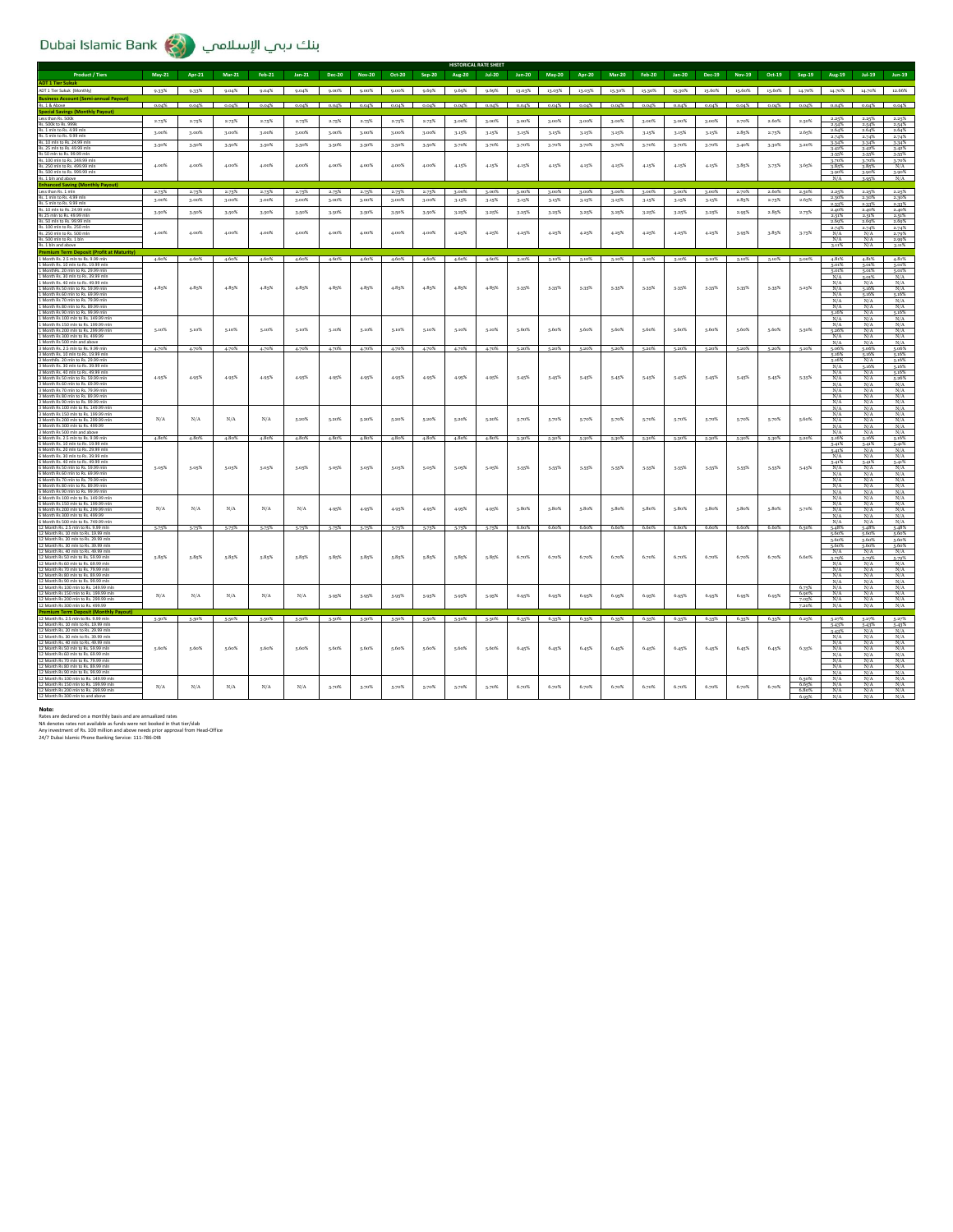# HISTORICAL RATE SHEET

| Product / Tiers | May-21 | Apr-21 | Mar-21 | Feb-21 | Jan-21 | Dec-20 | Nov-20 | Oct-20 | Sep-20 | Aug-20 | Jul-20 | Jun-20 | May-20 | Apr-20 | Mar-20 | Feb-20 | Jan-20 | Dec-19 | Nov-19 | Oct-19 | Sep-19 | Aug-19 | Jul-19 | Jun-19 |
|---|---|---|---|---|---|---|---|---|---|---|---|---|---|---|---|---|---|---|---|---|---|---|---|---|
| **ADT 1 Tier Sukuk** | | | | | | | | | | | | | | | | | | | | | | | | |
| ADT 1 Tier Sukuk (Monthly) | 9.33% | 9.33% | 9.04% | 9.04% | 9.04% | 9.00% | 9.00% | 9.00% | 9.69% | 9.69% | 9.69% | 13.03% | 13.03% | 13.03% | 15.30% | 15.30% | 15.30% | 15.60% | 15.60% | 15.60% | 14.70% | 14.70% | 14.70% | 12.66% |
| **Business Account (Semi-annual Payout)** | | | | | | | | | | | | | | | | | | | | | | | | |
| Rs. 1 & Above | 0.04% | 0.04% | 0.04% | 0.04% | 0.04% | 0.04% | 0.04% | 0.04% | 0.04% | 0.04% | 0.04% | 0.04% | 0.04% | 0.04% | 0.04% | 0.04% | 0.04% | 0.04% | 0.04% | 0.04% | 0.04% | 0.04% | 0.04% | 0.04% |
| **Special Savings (Monthly Payout)** | | | | | | | | | | | | | | | | | | | | | | | | |
| Less than Rs. 500k | 2.75% | 2.75% | 2.75% | 2.75% | 2.75% | 2.75% | 2.75% | 2.75% | 2.75% | 3.00% | 3.00% | 3.00% | 3.00% | 3.00% | 3.00% | 3.00% | 3.00% | 3.00% | 2.70% | 2.60% | 2.50% | 2.25% | 2.25% | 2.25% |
| Rs. 500k to Rs. 999k | | | | | | | | | | | | | | | | | | | | | | 2.54% | 2.54% | 2.54% |
| Rs. 1 mln to Rs. 4.99 mln | 3.00% | 3.00% | 3.00% | 3.00% | 3.00% | 3.00% | 3.00% | 3.00% | 3.00% | 3.15% | 3.15% | 3.15% | 3.15% | 3.15% | 3.15% | 3.15% | 3.15% | 3.15% | 2.85% | 2.75% | 2.65% | 2.64% | 2.64% | 2.64% |
| Rs. 5 mln to Rs. 9.99 mln | | | | | | | | | | | | | | | | | | | | | | 2.74% | 2.74% | 2.74% |
| Rs. 10 mln to Rs. 24.99 mln | 3.50% | 3.50% | 3.50% | 3.50% | 3.50% | 3.50% | 3.50% | 3.50% | 3.50% | 3.70% | 3.70% | 3.70% | 3.70% | 3.70% | 3.70% | 3.70% | 3.70% | 3.70% | 3.40% | 3.30% | 3.20% | 3.34% | 3.34% | 3.34% |
| Rs. 25 mln to Rs. 49.99 mln | | | | | | | | | | | | | | | | | | | | | | 3.42% | 3.42% | 3.42% |
| Rs 50 mln to Rs. 99.99 mln | | | | | | | | | | | | | | | | | | | | | | 3.55% | 3.55% | 3.55% |
| Rs. 100 mln to Rs. 249.99 mln | 4.00% | 4.00% | 4.00% | 4.00% | 4.00% | 4.00% | 4.00% | 4.00% | 4.00% | 4.15% | 4.15% | 4.15% | 4.15% | 4.15% | 4.15% | 4.15% | 4.15% | 4.15% | 3.85% | 3.75% | 3.65% | 3.70% | 3.70% | 3.70% |
| Rs. 250 mln to Rs. 499.99 mln | | | | | | | | | | | | | | | | | | | | | | 3.85% | 3.85% | N/A |
| Rs. 500 mln to Rs. 999.99 mln | | | | | | | | | | | | | | | | | | | | | | 3.90% | 3.90% | 3.90% |
| Rs. 1 bln and above | | | | | | | | | | | | | | | | | | | | | | N/A | 3.93% | N/A |
| **Enhanced Saving (Monthly Payout)** | | | | | | | | | | | | | | | | | | | | | | | | |
| Less than Rs. 1 mln | 2.75% | 2.75% | 2.75% | 2.75% | 2.75% | 2.75% | 2.75% | 2.75% | 2.75% | 3.00% | 3.00% | 3.00% | 3.00% | 3.00% | 3.00% | 3.00% | 3.00% | 3.00% | 2.70% | 2.60% | 2.50% | 2.25% | 2.25% | 2.25% |
| Rs. 1 mln to Rs. 4.99 mln | 3.00% | 3.00% | 3.00% | 3.00% | 3.00% | 3.00% | 3.00% | 3.00% | 3.00% | 3.15% | 3.15% | 3.15% | 3.15% | 3.15% | 3.15% | 3.15% | 3.15% | 3.15% | 2.85% | 2.75% | 2.65% | 2.30% | 2.30% | 2.30% |
| Rs. 5 mln to Rs. 9.99 mln | | | | | | | | | | | | | | | | | | | | | | 2.33% | 2.33% | 2.33% |
| Rs. 10 mln to Rs. 24.99 mln | 3.50% | 3.50% | 3.50% | 3.50% | 3.50% | 3.50% | 3.50% | 3.50% | 3.50% | 3.25% | 3.25% | 3.25% | 3.25% | 3.25% | 3.25% | 3.25% | 3.25% | 3.25% | 2.95% | 2.85% | 2.75% | 2.40% | 2.40% | 2.40% |
| Rs. 25 mln to Rs. 49.99 mln | | | | | | | | | | | | | | | | | | | | | | 2.51% | 2.51% | 2.51% |
| Rs. 50 mln to Rs. 99.99 mln | | | | | | | | | | | | | | | | | | | | | | 2.69% | 2.69% | 2.69% |
| Rs. 100 mln to Rs. 250 mln | 4.00% | 4.00% | 4.00% | 4.00% | 4.00% | 4.00% | 4.00% | 4.00% | 4.00% | 4.25% | 4.25% | 4.25% | 4.25% | 4.25% | 4.25% | 4.25% | 4.25% | 4.25% | 3.95% | 3.85% | 3.75% | 2.74% | 2.74% | 2.74% |
| Rs. 250 mln to Rs. 500 mln | | | | | | | | | | | | | | | | | | | | | | N/A | N/A | 2.79% |
| Rs. 500 mln to Rs. 1 bln | | | | | | | | | | | | | | | | | | | | | | N/A | N/A | 2.93% |
| Rs. 1 bln and above | | | | | | | | | | | | | | | | | | | | | | 3.11% | N/A | 3.11% |
| **Premium Term Deposit (Profit at Maturity)** | | | | | | | | | | | | | | | | | | | | | | | | |
| 1 Month Rs. 2.5 mln to Rs. 9.99 mln | 4.60% | 4.60% | 4.60% | 4.60% | 4.60% | 4.60% | 4.60% | 4.60% | 4.60% | 4.60% | 4.60% | 5.10% | 5.10% | 5.10% | 5.10% | 5.10% | 5.10% | 5.10% | 5.10% | 5.10% | 5.00% | 4.81% | 4.81% | 4.81% |
| 1 Month Rs. 10 mln to Rs. 19.99 mln | | | | | | | | | | | | | | | | | | | | | | 5.01% | 5.01% | 5.01% |
| 1 Month Rs. 20 mln to Rs. 29.99 mln | | | | | | | | | | | | | | | | | | | | | | 5.01% | 5.01% | 5.01% |
| 1 Month Rs. 30 mln to Rs. 39.99 mln | | | | | | | | | | | | | | | | | | | | | | N/A | 5.01% | N/A |
| 1 Month Rs. 40 mln to Rs. 49.99 mln | | | | | | | | | | | | | | | | | | | | | | N/A | N/A | N/A |
| 1 Month Rs 50 mln to Rs 59.99 mln | 4.85% | 4.85% | 4.85% | 4.85% | 4.85% | 4.85% | 4.85% | 4.85% | 4.85% | 4.85% | 4.85% | 5.35% | 5.35% | 5.35% | 5.35% | 5.35% | 5.35% | 5.35% | 5.35% | 5.35% | 5.25% | N/A | 5.16% | N/A |
| 1 Month Rs 60 mln to Rs 69.99 mln | | | | | | | | | | | | | | | | | | | | | | N/A | 5.16% | 5.16% |
| 1 Month Rs 70 mln to Rs. 79.99 mln | | | | | | | | | | | | | | | | | | | | | | N/A | N/A | N/A |
| 1 Month Rs 80 mln to Rs. 89.99 mln | | | | | | | | | | | | | | | | | | | | | | N/A | N/A | N/A |
| 1 Month Rs 90 mln to Rs. 99.99 mln | | | | | | | | | | | | | | | | | | | | | | 5.16% | N/A | 5.16% |
| 1 Month Rs 100 mln to Rs. 149.99 mln | | | | | | | | | | | | | | | | | | | | | | N/A | N/A | N/A |
| 1 Month Rs 150 mln to Rs. 199.99 mln | 5.10% | 5.10% | 5.10% | 5.10% | 5.10% | 5.10% | 5.10% | 5.10% | 5.10% | 5.10% | 5.10% | 5.60% | 5.60% | 5.60% | 5.60% | 5.60% | 5.60% | 5.60% | 5.60% | 5.60% | 5.50% | N/A | N/A | N/A |
| 1 Month Rs 200 mln to Rs. 299.99 mln | | | | | | | | | | | | | | | | | | | | | | 5.26% | N/A | N/A |
| 1 Month Rs 300 mln to Rs. 499.99 | | | | | | | | | | | | | | | | | | | | | | N/A | N/A | N/A |
| 1 Month Rs 500 mln and above | | | | | | | | | | | | | | | | | | | | | | N/A | N/A | N/A |
| 3 Month Rs. 2.5 mln to Rs. 9.99 mln | 4.70% | 4.70% | 4.70% | 4.70% | 4.70% | 4.70% | 4.70% | 4.70% | 4.70% | 4.70% | 4.70% | 5.20% | 5.20% | 5.20% | 5.20% | 5.20% | 5.20% | 5.20% | 5.20% | 5.20% | 5.10% | 5.06% | 5.06% | 5.06% |
| 3 Month Rs. 10 mln to Rs. 19.99 mln | | | | | | | | | | | | | | | | | | | | | | 5.16% | 5.16% | 5.16% |
| 3 Months 20 mln to Rs. 29.99 mln | | | | | | | | | | | | | | | | | | | | | | 5.16% | N/A | 5.16% |
| 3 Month Rs. 30 mln to Rs. 39.99 mln | | | | | | | | | | | | | | | | | | | | | | N/A | 5.16% | 5.16% |
| 3 Month Rs. 40 mln to Rs. 49.99 mln | | | | | | | | | | | | | | | | | | | | | | N/A | N/A | 5.16% |
| 3 Month Rs 50 mln to Rs. 59.99 mln | 4.95% | 4.95% | 4.95% | 4.95% | 4.95% | 4.95% | 4.95% | 4.95% | 4.95% | 4.95% | 4.95% | 5.45% | 5.45% | 5.45% | 5.45% | 5.45% | 5.45% | 5.45% | 5.45% | 5.45% | 5.35% | N/A | N/A | 5.26% |
| 3 Month Rs 60 mln to Rs. 69.99 mln | | | | | | | | | | | | | | | | | | | | | | N/A | N/A | N/A |
| 3 Month Rs 70 mln to Rs. 79.99 mln | | | | | | | | | | | | | | | | | | | | | | N/A | N/A | N/A |
| 3 Month Rs 80 mln to Rs. 89.99 mln | | | | | | | | | | | | | | | | | | | | | | N/A | N/A | N/A |
| 3 Month Rs 90 mln to Rs. 99.99 mln | | | | | | | | | | | | | | | | | | | | | | N/A | N/A | N/A |
| 3 Month Rs 100 mln to Rs. 149.99 mln | | | | | | | | | | | | | | | | | | | | | | N/A | N/A | N/A |
| 3 Month Rs 150 mln to Rs. 199.99 mln | N/A | N/A | N/A | N/A | 5.20% | 5.20% | 5.20% | 5.20% | 5.20% | 5.20% | 5.20% | 5.70% | 5.70% | 5.70% | 5.70% | 5.70% | 5.70% | 5.70% | 5.70% | 5.70% | 5.60% | N/A | N/A | N/A |
| 3 Month Rs 200 mln to Rs. 299.99 mln | | | | | | | | | | | | | | | | | | | | | | N/A | N/A | N/A |
| 3 Month Rs 300 mln to Rs. 499.99 | | | | | | | | | | | | | | | | | | | | | | N/A | N/A | N/A |
| 3 Month Rs 500 mln and above | | | | | | | | | | | | | | | | | | | | | | N/A | N/A | N/A |
| 6 Month Rs. 2.5 mln to Rs. 9.99 mln | 4.80% | 4.80% | 4.80% | 4.80% | 4.80% | 4.80% | 4.80% | 4.80% | 4.80% | 4.80% | 4.80% | 5.30% | 5.30% | 5.30% | 5.30% | 5.30% | 5.30% | 5.30% | 5.30% | 5.30% | 5.20% | 5.16% | 5.16% | 5.16% |
| 6 Month Rs. 10 mln to Rs. 19.99 mln | | | | | | | | | | | | | | | | | | | | | | 5.41% | 5.41% | 5.41% |
| 6 Month Rs. 20 mln to Rs. 29.99 mln | | | | | | | | | | | | | | | | | | | | | | 5.41% | N/A | N/A |
| 6 Month Rs. 30 mln to Rs. 39.99 mln | | | | | | | | | | | | | | | | | | | | | | N/A | N/A | N/A |
| 6 Month Rs. 40 mln to Rs. 49.99 mln | | | | | | | | | | | | | | | | | | | | | | 5.41% | 5.41% | 5.41% |
| 6 Month Rs 50 mln to Rs. 59.99 mln | 5.05% | 5.05% | 5.05% | 5.05% | 5.05% | 5.05% | 5.05% | 5.05% | 5.05% | 5.05% | 5.05% | 5.55% | 5.55% | 5.55% | 5.55% | 5.55% | 5.55% | 5.55% | 5.55% | 5.55% | 5.45% | N/A | N/A | N/A |
| 6 Month Rs 60 mln to Rs. 69.99 mln | | | | | | | | | | | | | | | | | | | | | | N/A | N/A | N/A |
| 6 Month Rs 70 mln to Rs. 79.99 mln | | | | | | | | | | | | | | | | | | | | | | N/A | N/A | N/A |
| 6 Month Rs 80 mln to Rs. 89.99 mln | | | | | | | | | | | | | | | | | | | | | | N/A | N/A | N/A |
| 6 Month Rs 90 mln to Rs. 99.99 mln | | | | | | | | | | | | | | | | | | | | | | N/A | N/A | N/A |
| 6 Month Rs 100 mln to Rs. 149.99 mln | | | | | | | | | | | | | | | | | | | | | | N/A | N/A | N/A |
| 6 Month Rs 150 mln to Rs. 199.99 mln | N/A | N/A | N/A | N/A | N/A | 4.95% | 4.95% | 4.95% | 4.95% | 4.95% | 4.95% | 5.80% | 5.80% | 5.80% | 5.80% | 5.80% | 5.80% | 5.80% | 5.80% | 5.80% | 5.70% | N/A | N/A | N/A |
| 6 Month Rs 200 mln to Rs. 299.99 mln | | | | | | | | | | | | | | | | | | | | | | N/A | N/A | N/A |
| 6 Month Rs 300 mln to Rs. 499.99 | | | | | | | | | | | | | | | | | | | | | | N/A | N/A | N/A |
| 6 Month Rs 500 mln to Rs. 749.99 mln | | | | | | | | | | | | | | | | | | | | | | N/A | N/A | N/A |
| 12 Month Rs. 2.5 mln to Rs. 9.99 mln | 5.75% | 5.75% | 5.75% | 5.75% | 5.75% | 5.75% | 5.75% | 5.75% | 5.75% | 5.75% | 5.75% | 6.60% | 6.60% | 6.60% | 6.60% | 6.60% | 6.60% | 6.60% | 6.60% | 6.60% | 6.50% | 5.48% | 5.48% | 5.48% |
| 12 Month Rs. 10 mln to Rs. 19.99 mln | | | | | | | | | | | | | | | | | | | | | | 5.60% | 5.60% | 5.60% |
| 12 Month Rs. 20 mln to Rs. 29.99 mln | | | | | | | | | | | | | | | | | | | | | | 5.60% | 5.60% | 5.60% |
| 12 Month Rs. 30 mln to Rs. 39.99 mln | | | | | | | | | | | | | | | | | | | | | | 5.60% | 5.60% | 5.60% |
| 12 Month Rs. 40 mln to Rs. 49.99 mln | | | | | | | | | | | | | | | | | | | | | | N/A | N/A | N/A |
| 12 Month Rs 50 mln to Rs. 59.99 mln | 5.85% | 5.85% | 5.85% | 5.85% | 5.85% | 5.85% | 5.85% | 5.85% | 5.85% | 5.85% | 5.85% | 6.70% | 6.70% | 6.70% | 6.70% | 6.70% | 6.70% | 6.70% | 6.70% | 6.70% | 6.60% | 5.79% | 5.79% | 5.79% |
| 12 Month Rs 60 mln to Rs. 69.99 mln | | | | | | | | | | | | | | | | | | | | | | N/A | N/A | N/A |
| 12 Month Rs 70 mln to Rs. 79.99 mln | | | | | | | | | | | | | | | | | | | | | | N/A | N/A | N/A |
| 12 Month Rs 80 mln to Rs. 89.99 mln | | | | | | | | | | | | | | | | | | | | | | N/A | N/A | N/A |
| 12 Month Rs 90 mln to Rs. 99.99 mln | | | | | | | | | | | | | | | | | | | | | | N/A | N/A | N/A |
| 12 Month Rs 100 mln to Rs. 149.99 mln | N/A | N/A | N/A | N/A | N/A | 5.95% | 5.95% | 5.95% | 5.95% | 5.95% | 5.95% | 6.95% | 6.95% | 6.95% | 6.95% | 6.95% | 6.95% | 6.95% | 6.95% | 6.95% | 6.75% | N/A | N/A | N/A |
| 12 Month Rs 150 mln to Rs. 199.99 mln | | | | | | | | | | | | | | | | | | | | | 6.90% | N/A | N/A | N/A |
| 12 Month Rs 200 mln to Rs. 299.99 mln | | | | | | | | | | | | | | | | | | | | | 7.05% | N/A | N/A | N/A |
| 12 Month Rs 300 mln to Rs. 499.99 | | | | | | | | | | | | | | | | | | | | | 7.20% | N/A | N/A | N/A |
| **Premium Term Deposit (Monthly Payout)** | | | | | | | | | | | | | | | | | | | | | | | | |
| 12 Month Rs. 2.5 mln to Rs. 9.99 mln | 5.50% | 5.50% | 5.50% | 5.50% | 5.50% | 5.50% | 5.50% | 5.50% | 5.50% | 5.50% | 5.50% | 6.35% | 6.35% | 6.35% | 6.35% | 6.35% | 6.35% | 6.35% | 6.35% | 6.35% | 6.25% | 5.27% | 5.27% | 5.27% |
| 12 Month Rs. 10 mln to Rs. 19.99 mln | | | | | | | | | | | | | | | | | | | | | | 5.43% | 5.43% | 5.43% |
| 12 Month Rs. 20 mln to Rs. 29.99 mln | | | | | | | | | | | | | | | | | | | | | | 5.43% | N/A | N/A |
| 12 Month Rs. 30 mln to Rs. 39.99 mln | | | | | | | | | | | | | | | | | | | | | | N/A | N/A | N/A |
| 12 Month Rs. 40 mln to Rs. 49.99 mln | | | | | | | | | | | | | | | | | | | | | | N/A | N/A | N/A |
| 12 Month Rs 50 mln to Rs. 59.99 mln | 5.60% | 5.60% | 5.60% | 5.60% | 5.60% | 5.60% | 5.60% | 5.60% | 5.60% | 5.60% | 5.60% | 6.45% | 6.45% | 6.45% | 6.45% | 6.45% | 6.45% | 6.45% | 6.45% | 6.45% | 6.35% | N/A | N/A | N/A |
| 12 Month Rs 60 mln to Rs. 69.99 mln | | | | | | | | | | | | | | | | | | | | | | N/A | N/A | N/A |
| 12 Month Rs 70 mln to Rs. 79.99 mln | | | | | | | | | | | | | | | | | | | | | | N/A | N/A | N/A |
| 12 Month Rs 80 mln to Rs. 89.99 mln | | | | | | | | | | | | | | | | | | | | | | N/A | N/A | N/A |
| 12 Month Rs 90 mln to Rs. 99.99 mln | | | | | | | | | | | | | | | | | | | | | | N/A | N/A | N/A |
| 12 Month Rs 100 mln to Rs. 149.99 mln | N/A | N/A | N/A | N/A | N/A | 5.70% | 5.70% | 5.70% | 5.70% | 5.70% | 5.70% | 6.70% | 6.70% | 6.70% | 6.70% | 6.70% | 6.70% | 6.70% | 6.70% | 6.70% | 6.50% | N/A | N/A | N/A |
| 12 Month Rs 150 mln to Rs. 199.99 mln | | | | | | | | | | | | | | | | | | | | | 6.65% | N/A | N/A | N/A |
| 12 Month Rs 200 mln to Rs. 299.99 mln | | | | | | | | | | | | | | | | | | | | | 6.80% | N/A | N/A | N/A |
| 12 Month Rs 300 mln to and above | | | | | | | | | | | | | | | | | | | | | 6.95% | N/A | N/A | N/A |

**Note:**

Rates are declared on a monthly basis and are annualized rates

NA denotes rates not available as funds were not booked in that tier/slab

Any investment of Rs. 100 million and above needs prior approval from Head-Office

24/7 Dubai Islamic Phone Banking Service: 111-786-DIB